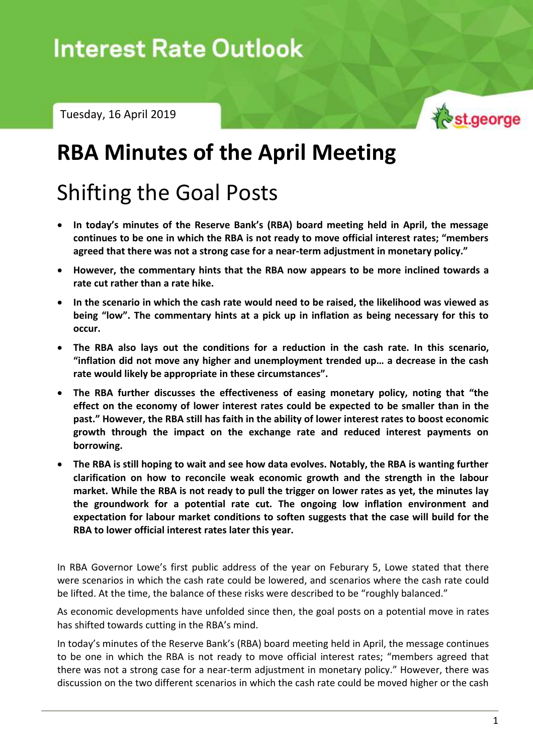# Interest Rate Outlook

Tuesday, 16 April 2019

st.george

# RBA Minutes of the April Meeting

## Shifting the Goal Posts

- **In today's minutes of the Reserve Bank's (RBA) board meeting held in April, the message continues to be one in which the RBA is not ready to move official interest rates; "members agreed that there was not a strong case for a near-term adjustment in monetary policy."**
- **However, the commentary hints that the RBA now appears to be more inclined towards a rate cut rather than a rate hike.**
- **In the scenario in which the cash rate would need to be raised, the likelihood was viewed as being "low". The commentary hints at a pick up in inflation as being necessary for this to occur.**
- **The RBA also lays out the conditions for a reduction in the cash rate. In this scenario, "inflation did not move any higher and unemployment trended up… a decrease in the cash rate would likely be appropriate in these circumstances".**
- **The RBA further discusses the effectiveness of easing monetary policy, noting that "the effect on the economy of lower interest rates could be expected to be smaller than in the past." However, the RBA still has faith in the ability of lower interest rates to boost economic growth through the impact on the exchange rate and reduced interest payments on borrowing.**
- **The RBA is still hoping to wait and see how data evolves. Notably, the RBA is wanting further clarification on how to reconcile weak economic growth and the strength in the labour market. While the RBA is not ready to pull the trigger on lower rates as yet, the minutes lay the groundwork for a potential rate cut. The ongoing low inflation environment and expectation for labour market conditions to soften suggests that the case will build for the RBA to lower official interest rates later this year.**

In RBA Governor Lowe's first public address of the year on Feburary 5, Lowe stated that there were scenarios in which the cash rate could be lowered, and scenarios where the cash rate could be lifted. At the time, the balance of these risks were described to be "roughly balanced."

As economic developments have unfolded since then, the goal posts on a potential move in rates has shifted towards cutting in the RBA's mind.

In today's minutes of the Reserve Bank's (RBA) board meeting held in April, the message continues to be one in which the RBA is not ready to move official interest rates; "members agreed that there was not a strong case for a near-term adjustment in monetary policy." However, there was discussion on the two different scenarios in which the cash rate could be moved higher or the cash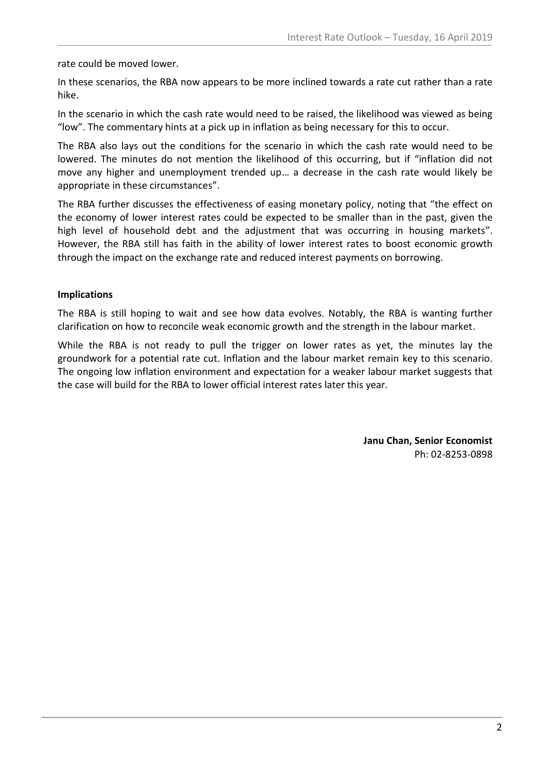rate could be moved lower.

In these scenarios, the RBA now appears to be more inclined towards a rate cut rather than a rate hike.

In the scenario in which the cash rate would need to be raised, the likelihood was viewed as being “low”. The commentary hints at a pick up in inflation as being necessary for this to occur.

The RBA also lays out the conditions for the scenario in which the cash rate would need to be lowered. The minutes do not mention the likelihood of this occurring, but if “inflation did not move any higher and unemployment trended up… a decrease in the cash rate would likely be appropriate in these circumstances”.

The RBA further discusses the effectiveness of easing monetary policy, noting that “the effect on the economy of lower interest rates could be expected to be smaller than in the past, given the high level of household debt and the adjustment that was occurring in housing markets”. However, the RBA still has faith in the ability of lower interest rates to boost economic growth through the impact on the exchange rate and reduced interest payments on borrowing.

**Implications**

The RBA is still hoping to wait and see how data evolves. Notably, the RBA is wanting further clarification on how to reconcile weak economic growth and the strength in the labour market.

While the RBA is not ready to pull the trigger on lower rates as yet, the minutes lay the groundwork for a potential rate cut. Inflation and the labour market remain key to this scenario. The ongoing low inflation environment and expectation for a weaker labour market suggests that the case will build for the RBA to lower official interest rates later this year.

**Janu Chan, Senior Economist**
Ph: 02-8253-0898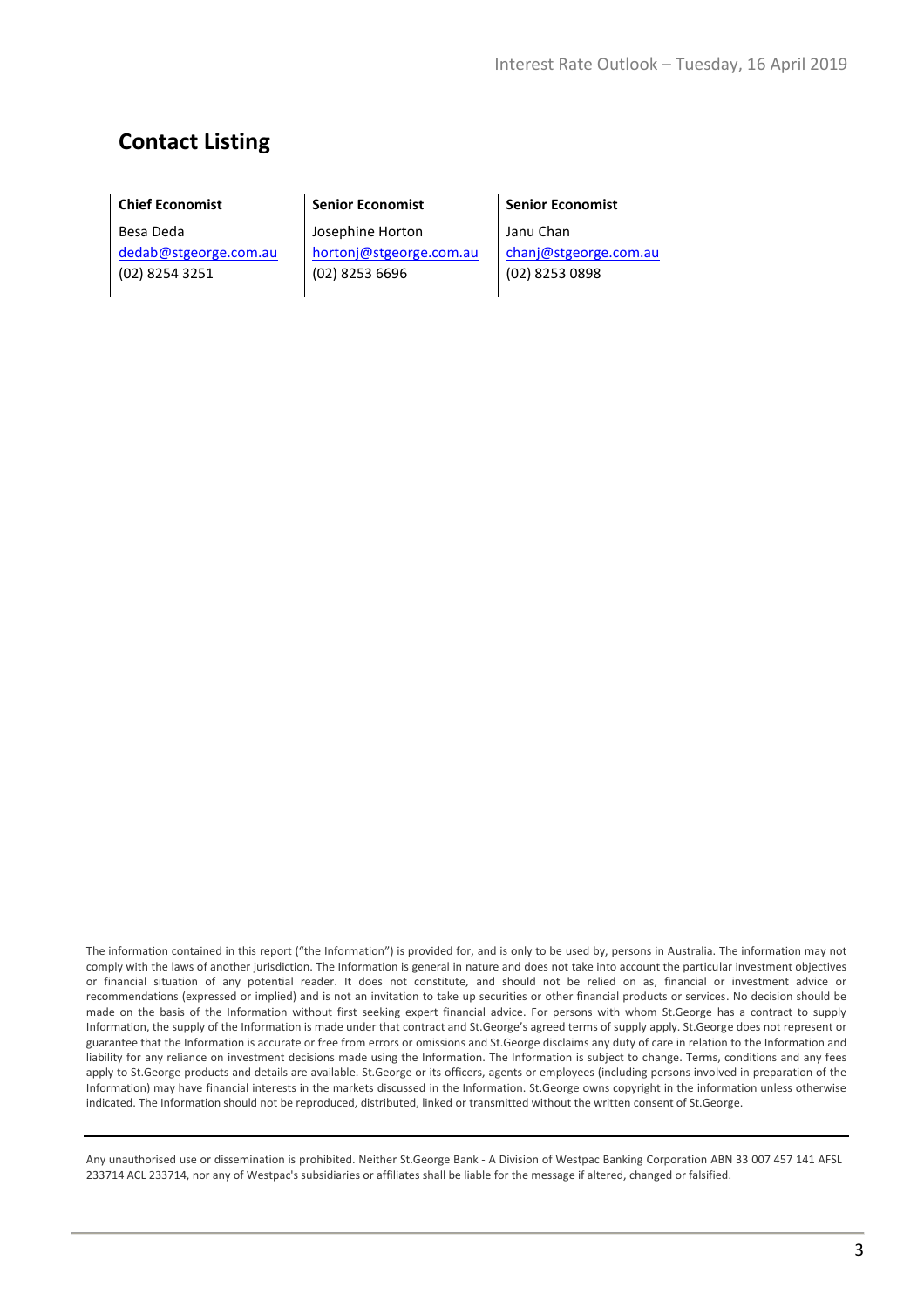## Contact Listing

| Chief Economist | Senior Economist | Senior Economist |
|---|---|---|
| Besa Deda | Josephine Horton | Janu Chan |
| dedab@stgeorge.com.au | hortonj@stgeorge.com.au | chanj@stgeorge.com.au |
| (02) 8254 3251 | (02) 8253 6696 | (02) 8253 0898 |

The information contained in this report ("the Information") is provided for, and is only to be used by, persons in Australia. The information may not comply with the laws of another jurisdiction. The Information is general in nature and does not take into account the particular investment objectives or financial situation of any potential reader. It does not constitute, and should not be relied on as, financial or investment advice or recommendations (expressed or implied) and is not an invitation to take up securities or other financial products or services. No decision should be made on the basis of the Information without first seeking expert financial advice. For persons with whom St.George has a contract to supply Information, the supply of the Information is made under that contract and St.George's agreed terms of supply apply. St.George does not represent or guarantee that the Information is accurate or free from errors or omissions and St.George disclaims any duty of care in relation to the Information and liability for any reliance on investment decisions made using the Information. The Information is subject to change. Terms, conditions and any fees apply to St.George products and details are available. St.George or its officers, agents or employees (including persons involved in preparation of the Information) may have financial interests in the markets discussed in the Information. St.George owns copyright in the information unless otherwise indicated. The Information should not be reproduced, distributed, linked or transmitted without the written consent of St.George.

---

Any unauthorised use or dissemination is prohibited. Neither St.George Bank - A Division of Westpac Banking Corporation ABN 33 007 457 141 AFSL 233714 ACL 233714, nor any of Westpac's subsidiaries or affiliates shall be liable for the message if altered, changed or falsified.